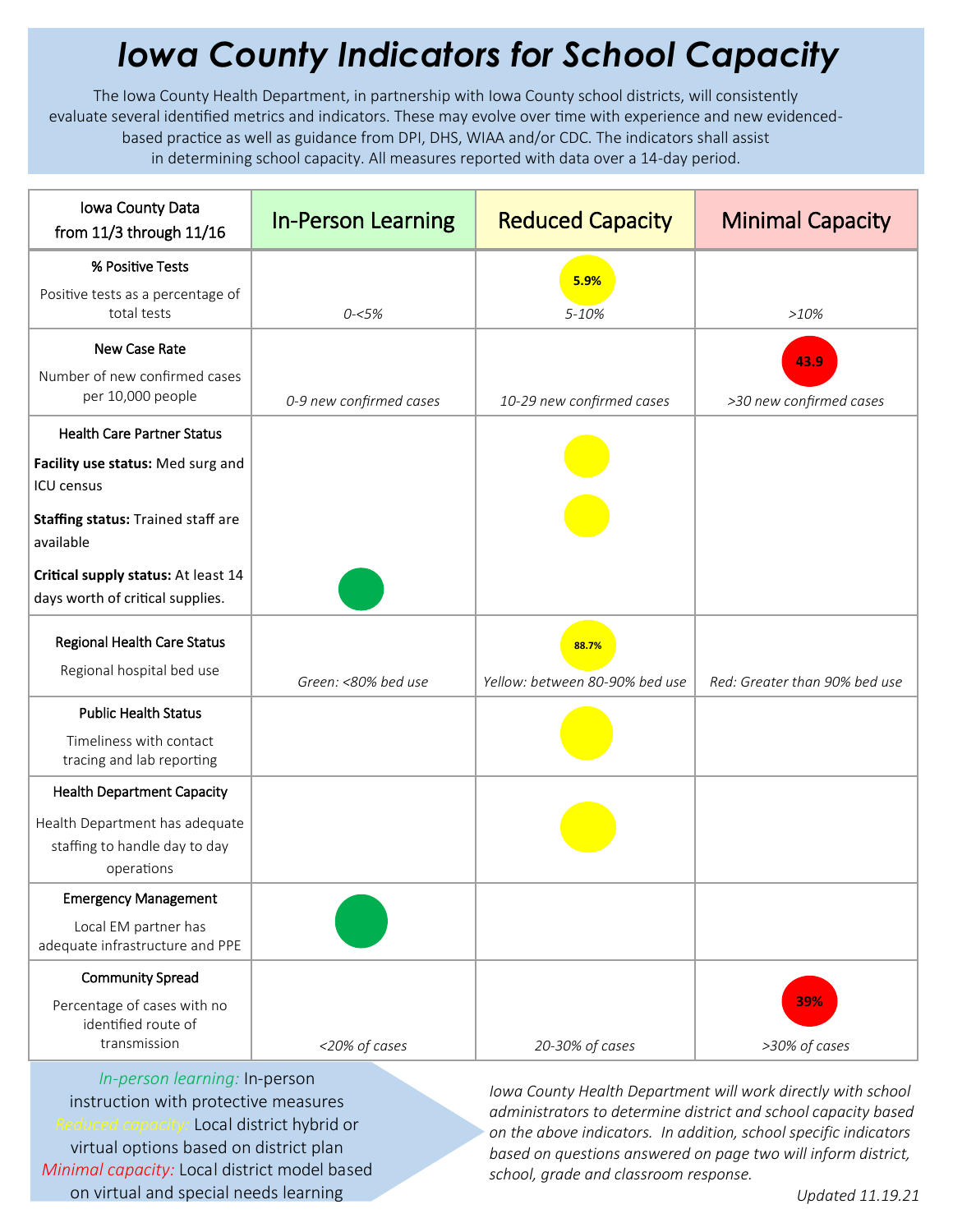# *Iowa County Indicators for School Capacity*

The Iowa County Health Department, in partnership with Iowa County school districts, will consistently evaluate several identified metrics and indicators. These may evolve over time with experience and new evidenced-based practice as well as guidance from DPI, DHS, WIAA and/or CDC. The indicators shall assist in determining school capacity. All measures reported with data over a 14-day period.

| Iowa County Data from 11/3 through 11/16 | In-Person Learning | Reduced Capacity | Minimal Capacity |
|---|---|---|---|
| **% Positive Tests**<br>Positive tests as a percentage of total tests | *0-<5%* | 5.9%<br>*5-10%* | *>10%* |
| **New Case Rate**<br>Number of new confirmed cases per 10,000 people | *0-9 new confirmed cases* | *10-29 new confirmed cases* | 43.9<br>*>30 new confirmed cases* |
| **Health Care Partner Status**<br>**Facility use status:** Med surg and ICU census | | ● (yellow) | |
| **Staffing status:** Trained staff are available | | ● (yellow) | |
| **Critical supply status:** At least 14 days worth of critical supplies. | ● (green) | | |
| **Regional Health Care Status**<br>Regional hospital bed use | *Green: <80% bed use* | 88.7%<br>*Yellow: between 80-90% bed use* | *Red: Greater than 90% bed use* |
| **Public Health Status**<br>Timeliness with contact tracing and lab reporting | | ● (yellow) | |
| **Health Department Capacity**<br>Health Department has adequate staffing to handle day to day operations | | ● (yellow) | |
| **Emergency Management**<br>Local EM partner has adequate infrastructure and PPE | ● (green) | | |
| **Community Spread**<br>Percentage of cases with no identified route of transmission | *<20% of cases* | *20-30% of cases* | 39%<br>*>30% of cases* |

*In-person learning:* In-person instruction with protective measures
*Reduced capacity:* Local district hybrid or virtual options based on district plan
*Minimal capacity:* Local district model based on virtual and special needs learning

*Iowa County Health Department will work directly with school administrators to determine district and school capacity based on the above indicators. In addition, school specific indicators based on questions answered on page two will inform district, school, grade and classroom response.*

*Updated 11.19.21*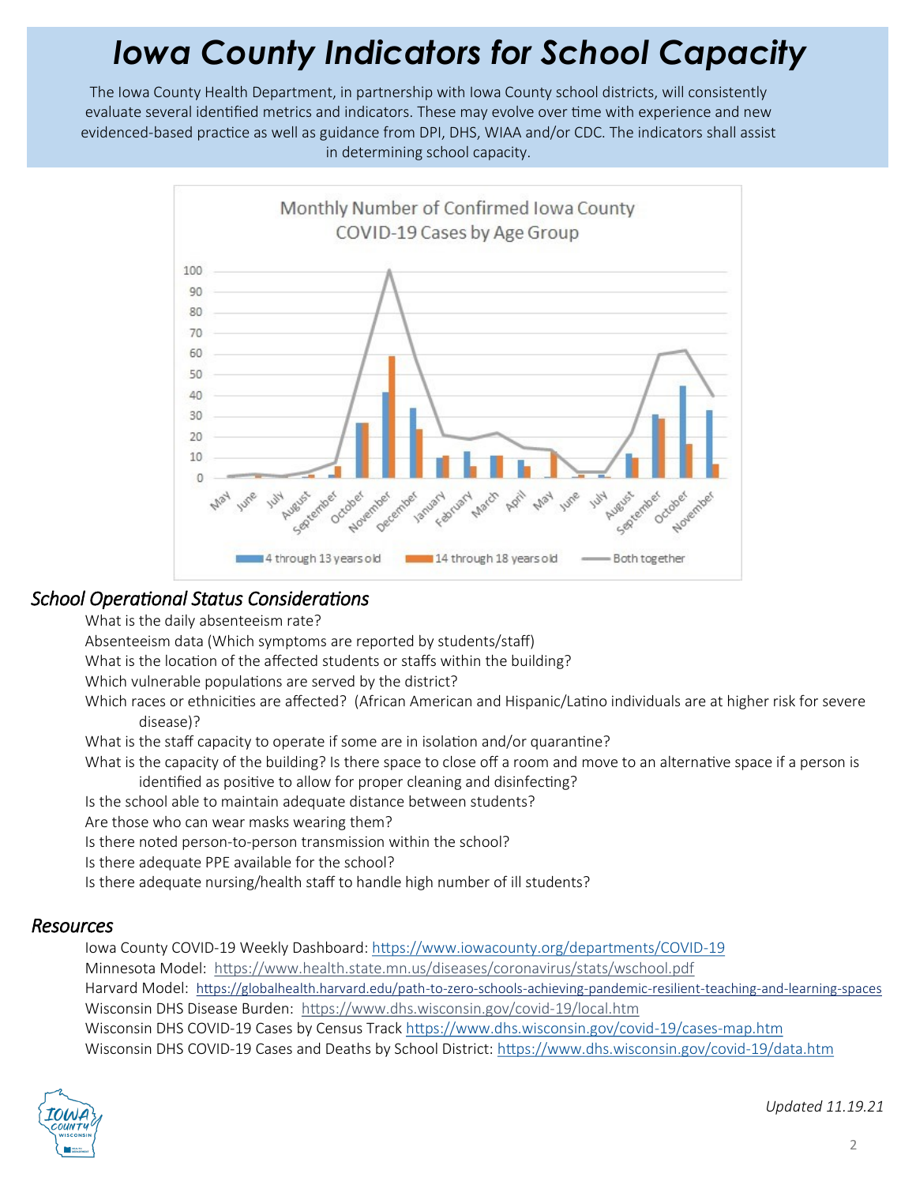# Iowa County Indicators for School Capacity

The Iowa County Health Department, in partnership with Iowa County school districts, will consistently evaluate several identified metrics and indicators. These may evolve over time with experience and new evidenced-based practice as well as guidance from DPI, DHS, WIAA and/or CDC. The indicators shall assist in determining school capacity.

Monthly Number of Confirmed Iowa County COVID-19 Cases by Age Group

100
90
80
70
60
50
40
30
20
10
0

May, June, July, August, September, October, November, December, January, February, March, April, May, June, July, August, September, October, November

4 through 13 years old
14 through 18 years old
Both together

## *School Operational Status Considerations*

What is the daily absenteeism rate?
Absenteeism data (Which symptoms are reported by students/staff)
What is the location of the affected students or staffs within the building?
Which vulnerable populations are served by the district?
Which races or ethnicities are affected? (African American and Hispanic/Latino individuals are at higher risk for severe disease)?
What is the staff capacity to operate if some are in isolation and/or quarantine?
What is the capacity of the building? Is there space to close off a room and move to an alternative space if a person is identified as positive to allow for proper cleaning and disinfecting?
Is the school able to maintain adequate distance between students?
Are those who can wear masks wearing them?
Is there noted person-to-person transmission within the school?
Is there adequate PPE available for the school?
Is there adequate nursing/health staff to handle high number of ill students?

## *Resources*

Iowa County COVID-19 Weekly Dashboard: https://www.iowacounty.org/departments/COVID-19
Minnesota Model: https://www.health.state.mn.us/diseases/coronavirus/stats/wschool.pdf
Harvard Model: https://globalhealth.harvard.edu/path-to-zero-schools-achieving-pandemic-resilient-teaching-and-learning-spaces
Wisconsin DHS Disease Burden: https://www.dhs.wisconsin.gov/covid-19/local.htm
Wisconsin DHS COVID-19 Cases by Census Track https://www.dhs.wisconsin.gov/covid-19/cases-map.htm
Wisconsin DHS COVID-19 Cases and Deaths by School District: https://www.dhs.wisconsin.gov/covid-19/data.htm

*Updated 11.19.21*